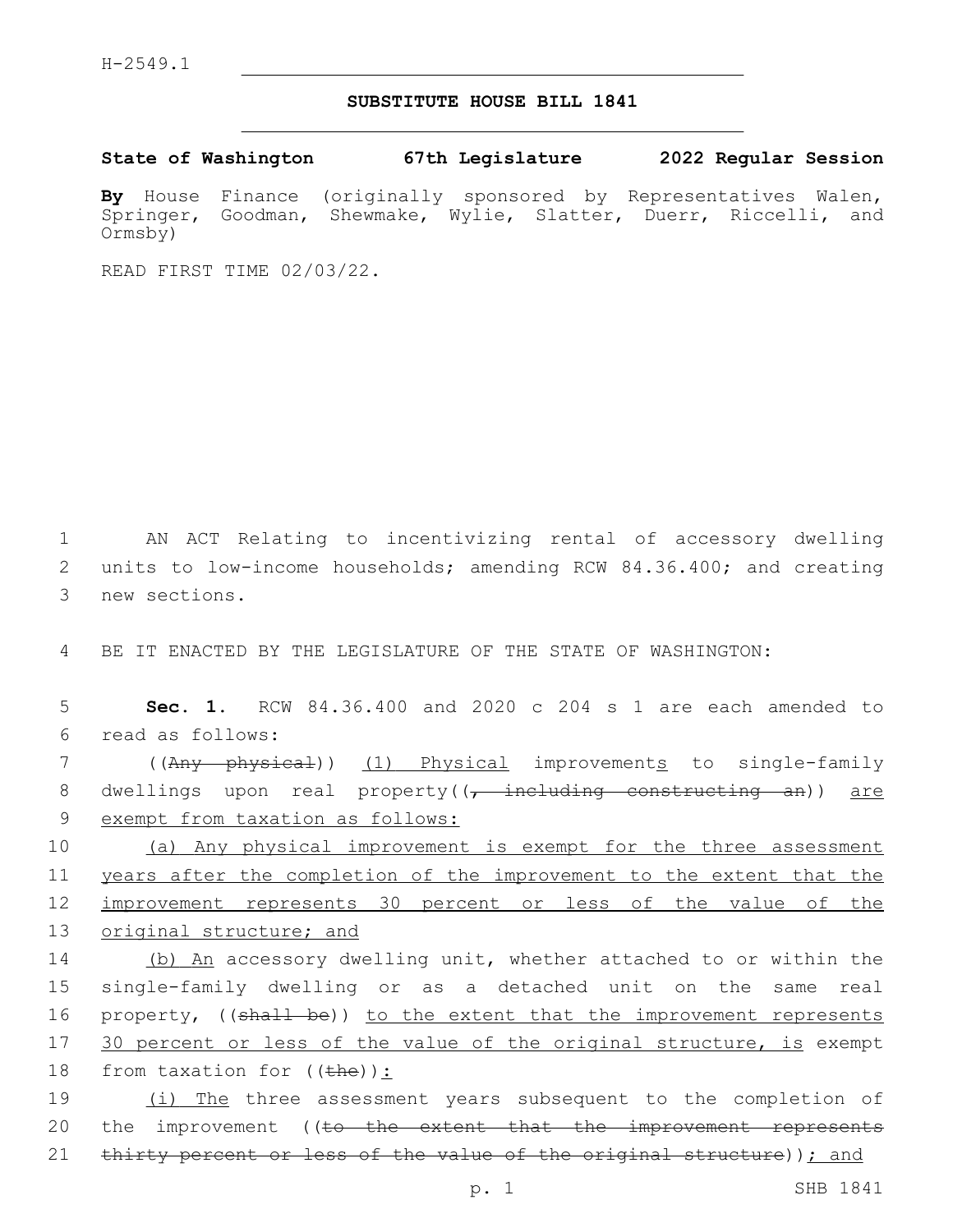H-2549.1

# SUBSTITUTE HOUSE BILL 1841

**State of Washington 67th Legislature 2022 Regular Session**

**By** House Finance (originally sponsored by Representatives Walen, Springer, Goodman, Shewmake, Wylie, Slatter, Duerr, Riccelli, and Ormsby)

READ FIRST TIME 02/03/22.

AN ACT Relating to incentivizing rental of accessory dwelling units to low-income households; amending RCW 84.36.400; and creating new sections.

BE IT ENACTED BY THE LEGISLATURE OF THE STATE OF WASHINGTON:

**Sec. 1.** RCW 84.36.400 and 2020 c 204 s 1 are each amended to read as follows:

((~~Any physical~~)) <u>(1) Physical</u> improvement<u>s</u> to single-family dwellings upon real property((~~, including constructing an~~)) <u>are exempt from taxation as follows:</u>

<u>(a) Any physical improvement is exempt for the three assessment years after the completion of the improvement to the extent that the improvement represents 30 percent or less of the value of the original structure; and</u>

<u>(b) An</u> accessory dwelling unit, whether attached to or within the single-family dwelling or as a detached unit on the same real property, ((~~shall be~~)) <u>to the extent that the improvement represents 30 percent or less of the value of the original structure, is</u> exempt from taxation for ((~~the~~))<u>:</u>

<u>(i) The</u> three assessment years subsequent to the completion of the improvement ((~~to the extent that the improvement represents thirty percent or less of the value of the original structure~~))<u>; and</u>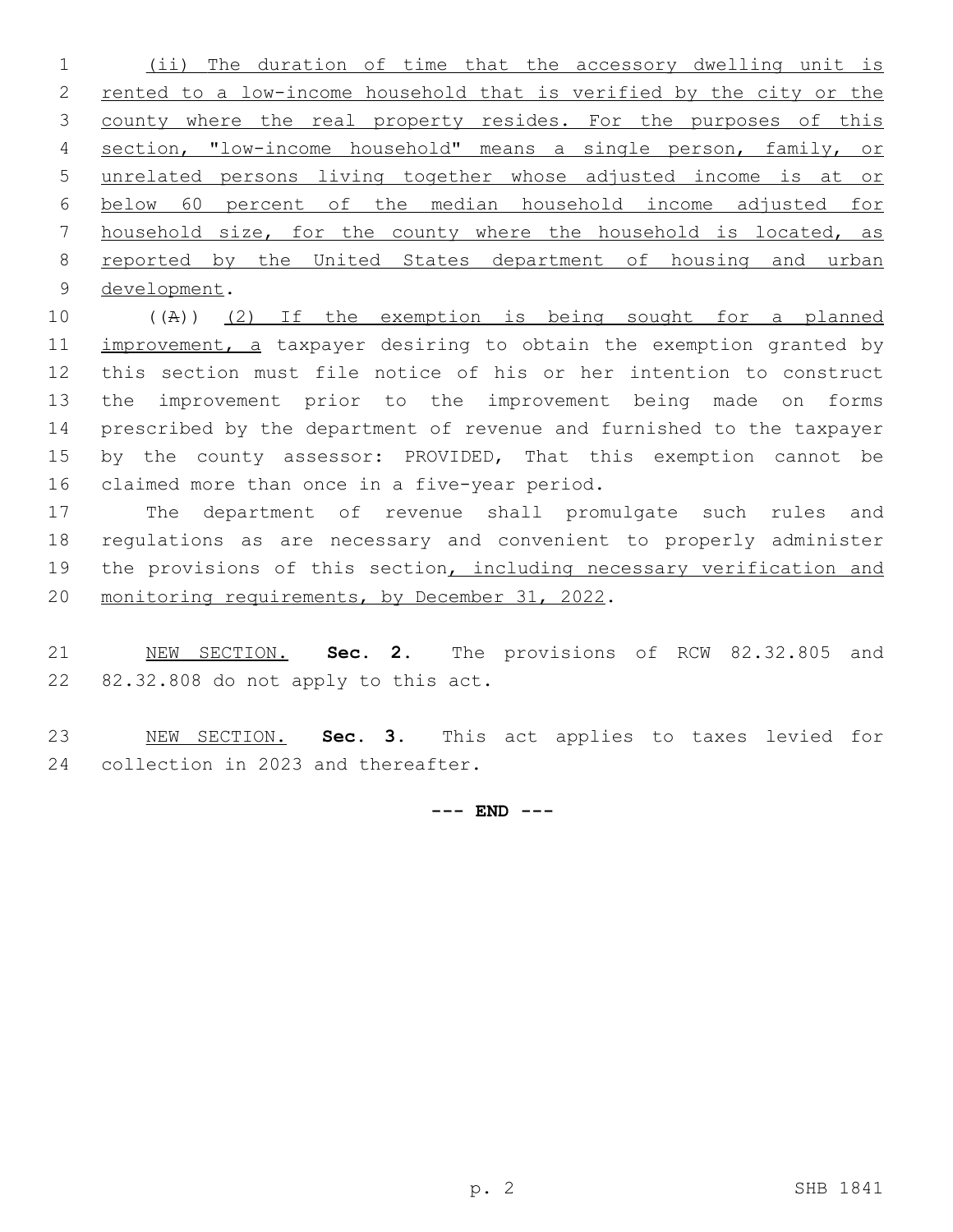(ii) The duration of time that the accessory dwelling unit is rented to a low-income household that is verified by the city or the county where the real property resides. For the purposes of this section, "low-income household" means a single person, family, or unrelated persons living together whose adjusted income is at or below 60 percent of the median household income adjusted for household size, for the county where the household is located, as reported by the United States department of housing and urban development.

((~~A~~)) (2) If the exemption is being sought for a planned improvement, a taxpayer desiring to obtain the exemption granted by this section must file notice of his or her intention to construct the improvement prior to the improvement being made on forms prescribed by the department of revenue and furnished to the taxpayer by the county assessor: PROVIDED, That this exemption cannot be claimed more than once in a five-year period.

The department of revenue shall promulgate such rules and regulations as are necessary and convenient to properly administer the provisions of this section, including necessary verification and monitoring requirements, by December 31, 2022.

NEW SECTION. **Sec. 2.** The provisions of RCW 82.32.805 and 82.32.808 do not apply to this act.

NEW SECTION. **Sec. 3.** This act applies to taxes levied for collection in 2023 and thereafter.

**--- END ---**